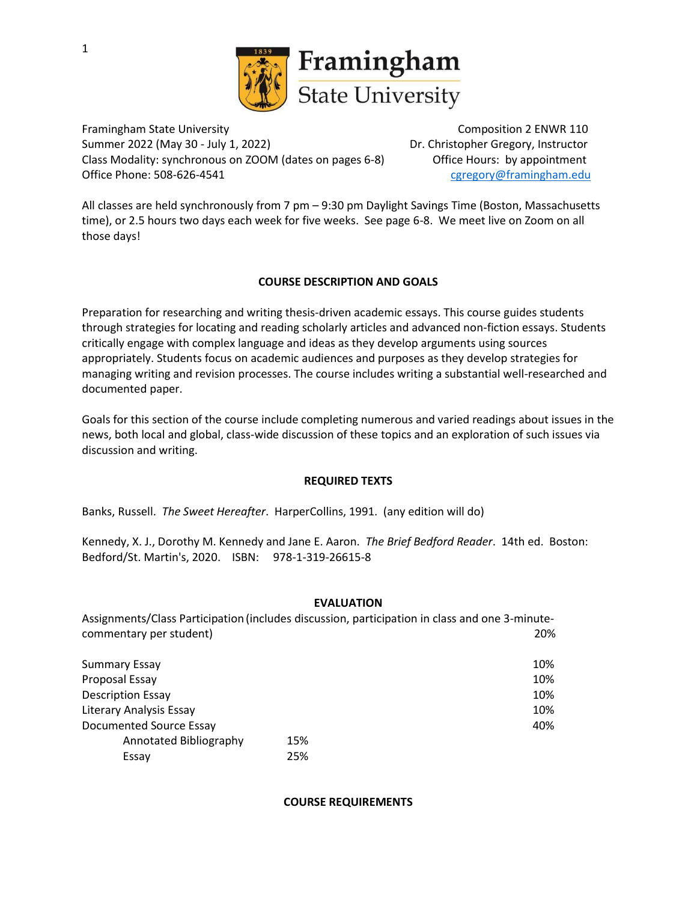Framingham State University

Framingham State University
Summer 2022 (May 30 - July 1, 2022)
Class Modality: synchronous on ZOOM (dates on pages 6-8)
Office Phone: 508-626-4541

Composition 2 ENWR 110
Dr. Christopher Gregory, Instructor
Office Hours: by appointment
cgregory@framingham.edu

All classes are held synchronously from 7 pm – 9:30 pm Daylight Savings Time (Boston, Massachusetts time), or 2.5 hours two days each week for five weeks. See page 6-8. We meet live on Zoom on all those days!

## COURSE DESCRIPTION AND GOALS

Preparation for researching and writing thesis-driven academic essays. This course guides students through strategies for locating and reading scholarly articles and advanced non-fiction essays. Students critically engage with complex language and ideas as they develop arguments using sources appropriately. Students focus on academic audiences and purposes as they develop strategies for managing writing and revision processes. The course includes writing a substantial well-researched and documented paper.

Goals for this section of the course include completing numerous and varied readings about issues in the news, both local and global, class-wide discussion of these topics and an exploration of such issues via discussion and writing.

## REQUIRED TEXTS

Banks, Russell. *The Sweet Hereafter*. HarperCollins, 1991. (any edition will do)

Kennedy, X. J., Dorothy M. Kennedy and Jane E. Aaron. *The Brief Bedford Reader*. 14th ed. Boston: Bedford/St. Martin's, 2020. ISBN: 978-1-319-26615-8

## EVALUATION

| | | |
|---|---|---|
| Assignments/Class Participation (includes discussion, participation in class and one 3-minute-commentary per student) | | 20% |
| Summary Essay | | 10% |
| Proposal Essay | | 10% |
| Description Essay | | 10% |
| Literary Analysis Essay | | 10% |
| Documented Source Essay | | 40% |
| Annotated Bibliography | 15% | |
| Essay | 25% | |

## COURSE REQUIREMENTS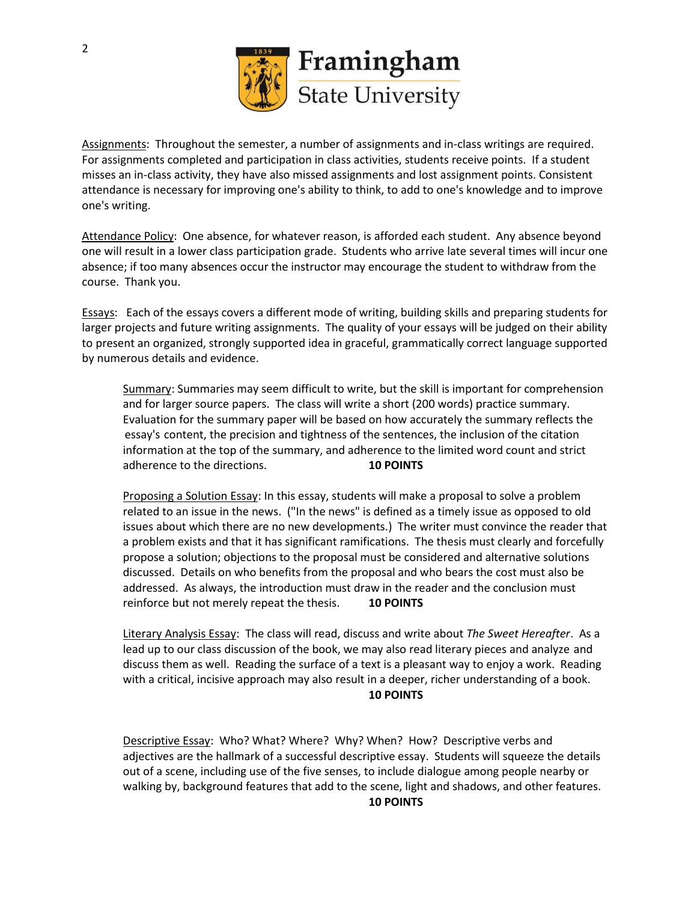Assignments: Throughout the semester, a number of assignments and in-class writings are required. For assignments completed and participation in class activities, students receive points. If a student misses an in-class activity, they have also missed assignments and lost assignment points. Consistent attendance is necessary for improving one's ability to think, to add to one's knowledge and to improve one's writing.

Attendance Policy: One absence, for whatever reason, is afforded each student. Any absence beyond one will result in a lower class participation grade. Students who arrive late several times will incur one absence; if too many absences occur the instructor may encourage the student to withdraw from the course. Thank you.

Essays: Each of the essays covers a different mode of writing, building skills and preparing students for larger projects and future writing assignments. The quality of your essays will be judged on their ability to present an organized, strongly supported idea in graceful, grammatically correct language supported by numerous details and evidence.

Summary: Summaries may seem difficult to write, but the skill is important for comprehension and for larger source papers. The class will write a short (200 words) practice summary. Evaluation for the summary paper will be based on how accurately the summary reflects the essay's content, the precision and tightness of the sentences, the inclusion of the citation information at the top of the summary, and adherence to the limited word count and strict adherence to the directions. **10 POINTS**

Proposing a Solution Essay: In this essay, students will make a proposal to solve a problem related to an issue in the news. ("In the news" is defined as a timely issue as opposed to old issues about which there are no new developments.) The writer must convince the reader that a problem exists and that it has significant ramifications. The thesis must clearly and forcefully propose a solution; objections to the proposal must be considered and alternative solutions discussed. Details on who benefits from the proposal and who bears the cost must also be addressed. As always, the introduction must draw in the reader and the conclusion must reinforce but not merely repeat the thesis. **10 POINTS**

Literary Analysis Essay: The class will read, discuss and write about *The Sweet Hereafter*. As a lead up to our class discussion of the book, we may also read literary pieces and analyze and discuss them as well. Reading the surface of a text is a pleasant way to enjoy a work. Reading with a critical, incisive approach may also result in a deeper, richer understanding of a book. **10 POINTS**

Descriptive Essay: Who? What? Where? Why? When? How? Descriptive verbs and adjectives are the hallmark of a successful descriptive essay. Students will squeeze the details out of a scene, including use of the five senses, to include dialogue among people nearby or walking by, background features that add to the scene, light and shadows, and other features. **10 POINTS**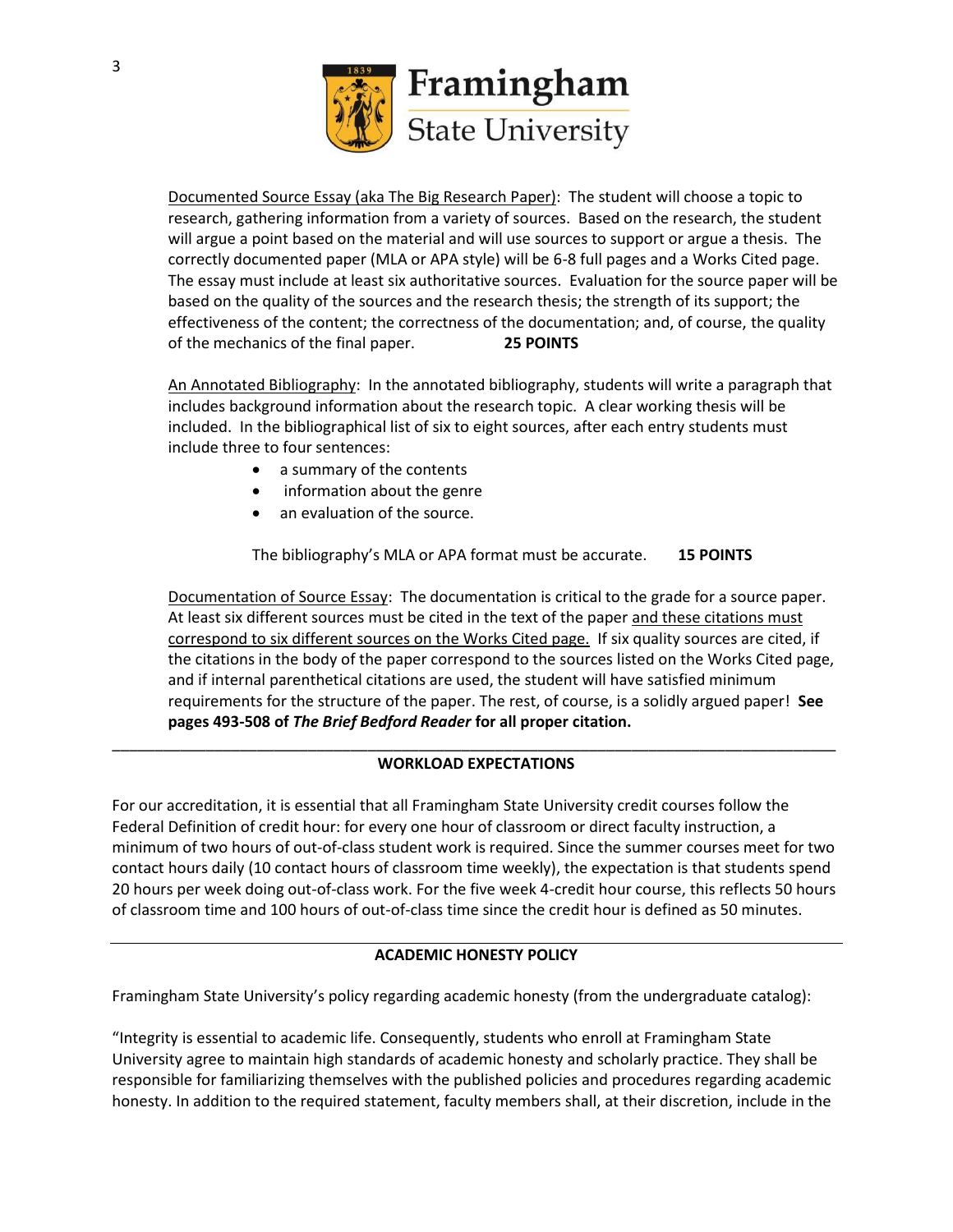<u>Documented Source Essay (aka The Big Research Paper)</u>: The student will choose a topic to research, gathering information from a variety of sources. Based on the research, the student will argue a point based on the material and will use sources to support or argue a thesis. The correctly documented paper (MLA or APA style) will be 6-8 full pages and a Works Cited page. The essay must include at least six authoritative sources. Evaluation for the source paper will be based on the quality of the sources and the research thesis; the strength of its support; the effectiveness of the content; the correctness of the documentation; and, of course, the quality of the mechanics of the final paper. **25 POINTS**

<u>An Annotated Bibliography</u>: In the annotated bibliography, students will write a paragraph that includes background information about the research topic. A clear working thesis will be included. In the bibliographical list of six to eight sources, after each entry students must include three to four sentences:

- a summary of the contents
- information about the genre
- an evaluation of the source.

The bibliography's MLA or APA format must be accurate. **15 POINTS**

<u>Documentation of Source Essay</u>: The documentation is critical to the grade for a source paper. At least six different sources must be cited in the text of the paper <u>and these citations must correspond to six different sources on the Works Cited page.</u> If six quality sources are cited, if the citations in the body of the paper correspond to the sources listed on the Works Cited page, and if internal parenthetical citations are used, the student will have satisfied minimum requirements for the structure of the paper. The rest, of course, is a solidly argued paper! **See pages 493-508 of *The Brief Bedford Reader* for all proper citation.**

---

**WORKLOAD EXPECTATIONS**

For our accreditation, it is essential that all Framingham State University credit courses follow the Federal Definition of credit hour: for every one hour of classroom or direct faculty instruction, a minimum of two hours of out-of-class student work is required. Since the summer courses meet for two contact hours daily (10 contact hours of classroom time weekly), the expectation is that students spend 20 hours per week doing out-of-class work. For the five week 4-credit hour course, this reflects 50 hours of classroom time and 100 hours of out-of-class time since the credit hour is defined as 50 minutes.

---

**ACADEMIC HONESTY POLICY**

Framingham State University's policy regarding academic honesty (from the undergraduate catalog):

"Integrity is essential to academic life. Consequently, students who enroll at Framingham State University agree to maintain high standards of academic honesty and scholarly practice. They shall be responsible for familiarizing themselves with the published policies and procedures regarding academic honesty. In addition to the required statement, faculty members shall, at their discretion, include in the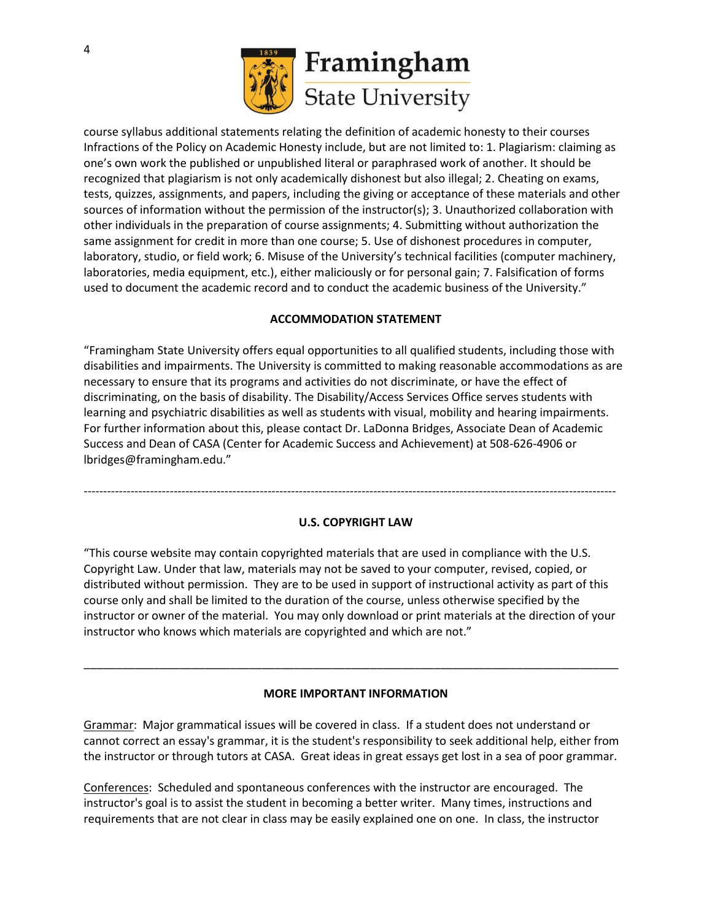course syllabus additional statements relating the definition of academic honesty to their courses Infractions of the Policy on Academic Honesty include, but are not limited to: 1. Plagiarism: claiming as one's own work the published or unpublished literal or paraphrased work of another. It should be recognized that plagiarism is not only academically dishonest but also illegal; 2. Cheating on exams, tests, quizzes, assignments, and papers, including the giving or acceptance of these materials and other sources of information without the permission of the instructor(s); 3. Unauthorized collaboration with other individuals in the preparation of course assignments; 4. Submitting without authorization the same assignment for credit in more than one course; 5. Use of dishonest procedures in computer, laboratory, studio, or field work; 6. Misuse of the University's technical facilities (computer machinery, laboratories, media equipment, etc.), either maliciously or for personal gain; 7. Falsification of forms used to document the academic record and to conduct the academic business of the University."

**ACCOMMODATION STATEMENT**

"Framingham State University offers equal opportunities to all qualified students, including those with disabilities and impairments. The University is committed to making reasonable accommodations as are necessary to ensure that its programs and activities do not discriminate, or have the effect of discriminating, on the basis of disability. The Disability/Access Services Office serves students with learning and psychiatric disabilities as well as students with visual, mobility and hearing impairments. For further information about this, please contact Dr. LaDonna Bridges, Associate Dean of Academic Success and Dean of CASA (Center for Academic Success and Achievement) at 508-626-4906 or lbridges@framingham.edu."

---

**U.S. COPYRIGHT LAW**

"This course website may contain copyrighted materials that are used in compliance with the U.S. Copyright Law. Under that law, materials may not be saved to your computer, revised, copied, or distributed without permission. They are to be used in support of instructional activity as part of this course only and shall be limited to the duration of the course, unless otherwise specified by the instructor or owner of the material. You may only download or print materials at the direction of your instructor who knows which materials are copyrighted and which are not."

---

**MORE IMPORTANT INFORMATION**

Grammar: Major grammatical issues will be covered in class. If a student does not understand or cannot correct an essay's grammar, it is the student's responsibility to seek additional help, either from the instructor or through tutors at CASA. Great ideas in great essays get lost in a sea of poor grammar.

Conferences: Scheduled and spontaneous conferences with the instructor are encouraged. The instructor's goal is to assist the student in becoming a better writer. Many times, instructions and requirements that are not clear in class may be easily explained one on one. In class, the instructor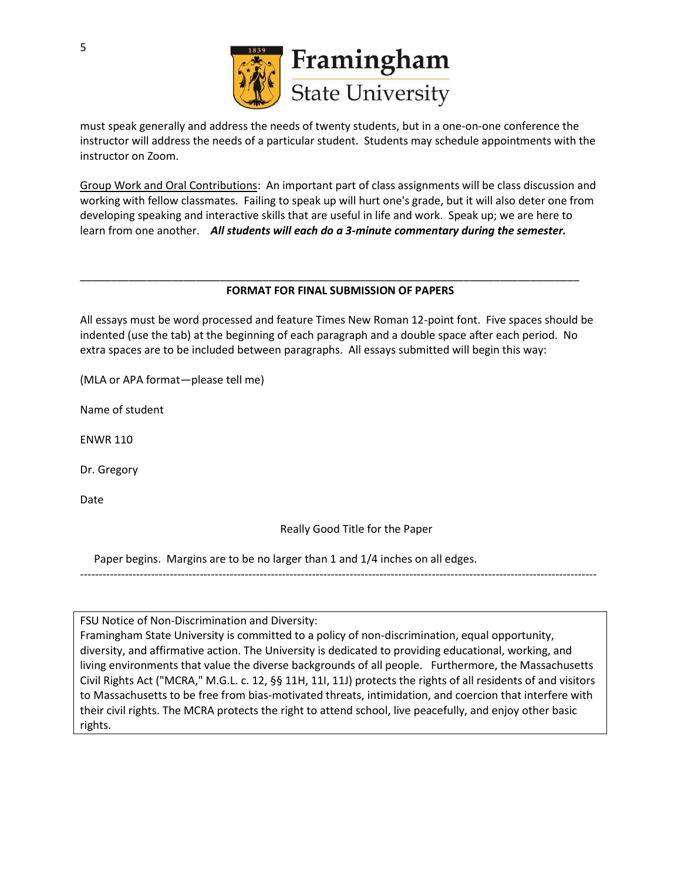must speak generally and address the needs of twenty students, but in a one-on-one conference the instructor will address the needs of a particular student. Students may schedule appointments with the instructor on Zoom.

Group Work and Oral Contributions: An important part of class assignments will be class discussion and working with fellow classmates. Failing to speak up will hurt one's grade, but it will also deter one from developing speaking and interactive skills that are useful in life and work. Speak up; we are here to learn from one another. ***All students will each do a 3-minute commentary during the semester.***

---

**FORMAT FOR FINAL SUBMISSION OF PAPERS**

All essays must be word processed and feature Times New Roman 12-point font. Five spaces should be indented (use the tab) at the beginning of each paragraph and a double space after each period. No extra spaces are to be included between paragraphs. All essays submitted will begin this way:

(MLA or APA format—please tell me)

Name of student

ENWR 110

Dr. Gregory

Date

Really Good Title for the Paper

Paper begins. Margins are to be no larger than 1 and 1/4 inches on all edges.

---

FSU Notice of Non-Discrimination and Diversity:
Framingham State University is committed to a policy of non-discrimination, equal opportunity, diversity, and affirmative action. The University is dedicated to providing educational, working, and living environments that value the diverse backgrounds of all people. Furthermore, the Massachusetts Civil Rights Act ("MCRA," M.G.L. c. 12, §§ 11H, 11I, 11J) protects the rights of all residents of and visitors to Massachusetts to be free from bias-motivated threats, intimidation, and coercion that interfere with their civil rights. The MCRA protects the right to attend school, live peacefully, and enjoy other basic rights.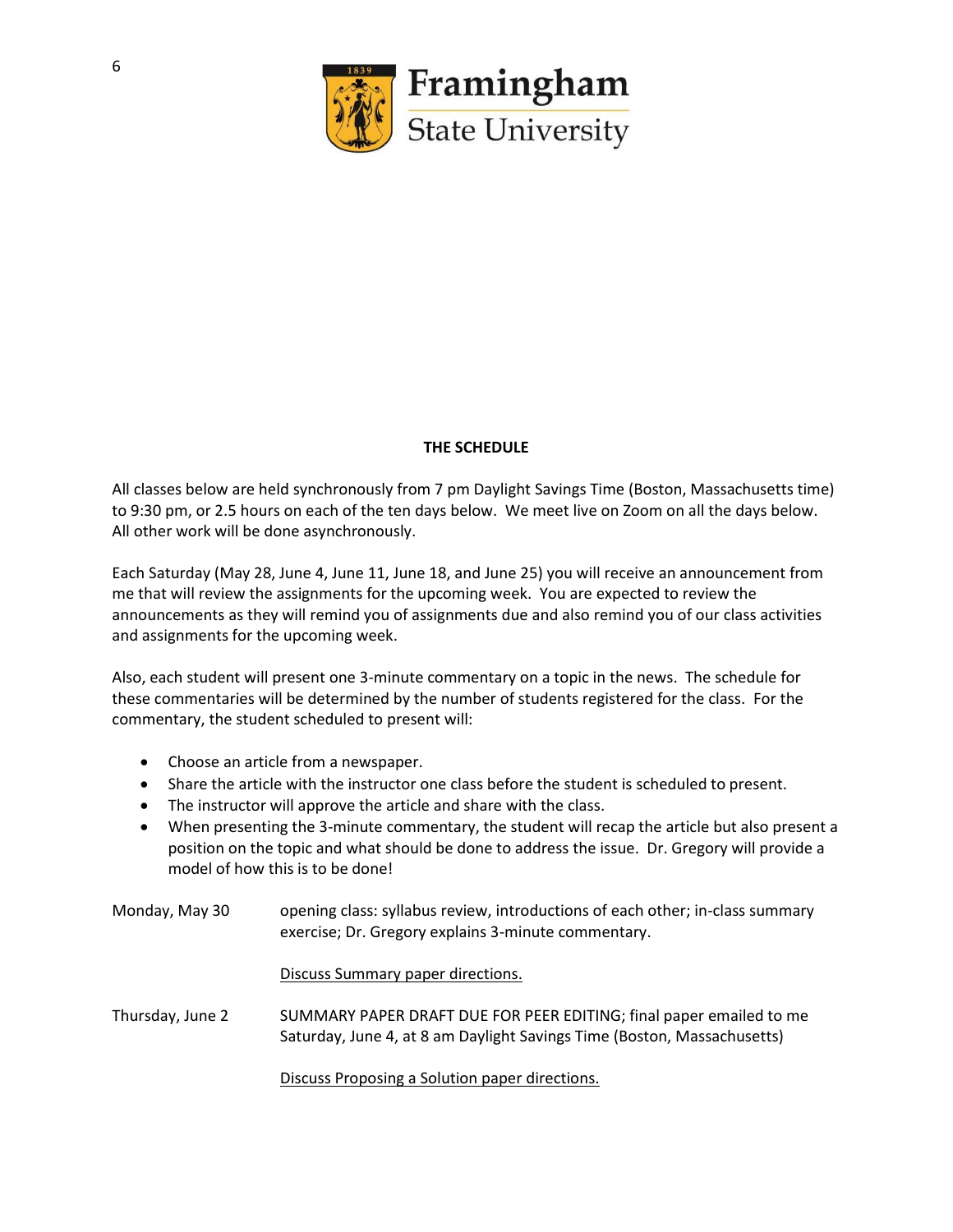**THE SCHEDULE**

All classes below are held synchronously from 7 pm Daylight Savings Time (Boston, Massachusetts time) to 9:30 pm, or 2.5 hours on each of the ten days below. We meet live on Zoom on all the days below. All other work will be done asynchronously.

Each Saturday (May 28, June 4, June 11, June 18, and June 25) you will receive an announcement from me that will review the assignments for the upcoming week. You are expected to review the announcements as they will remind you of assignments due and also remind you of our class activities and assignments for the upcoming week.

Also, each student will present one 3-minute commentary on a topic in the news. The schedule for these commentaries will be determined by the number of students registered for the class. For the commentary, the student scheduled to present will:

- Choose an article from a newspaper.
- Share the article with the instructor one class before the student is scheduled to present.
- The instructor will approve the article and share with the class.
- When presenting the 3-minute commentary, the student will recap the article but also present a position on the topic and what should be done to address the issue. Dr. Gregory will provide a model of how this is to be done!

Monday, May 30 — opening class: syllabus review, introductions of each other; in-class summary exercise; Dr. Gregory explains 3-minute commentary.

Discuss Summary paper directions.

Thursday, June 2 — SUMMARY PAPER DRAFT DUE FOR PEER EDITING; final paper emailed to me Saturday, June 4, at 8 am Daylight Savings Time (Boston, Massachusetts)

Discuss Proposing a Solution paper directions.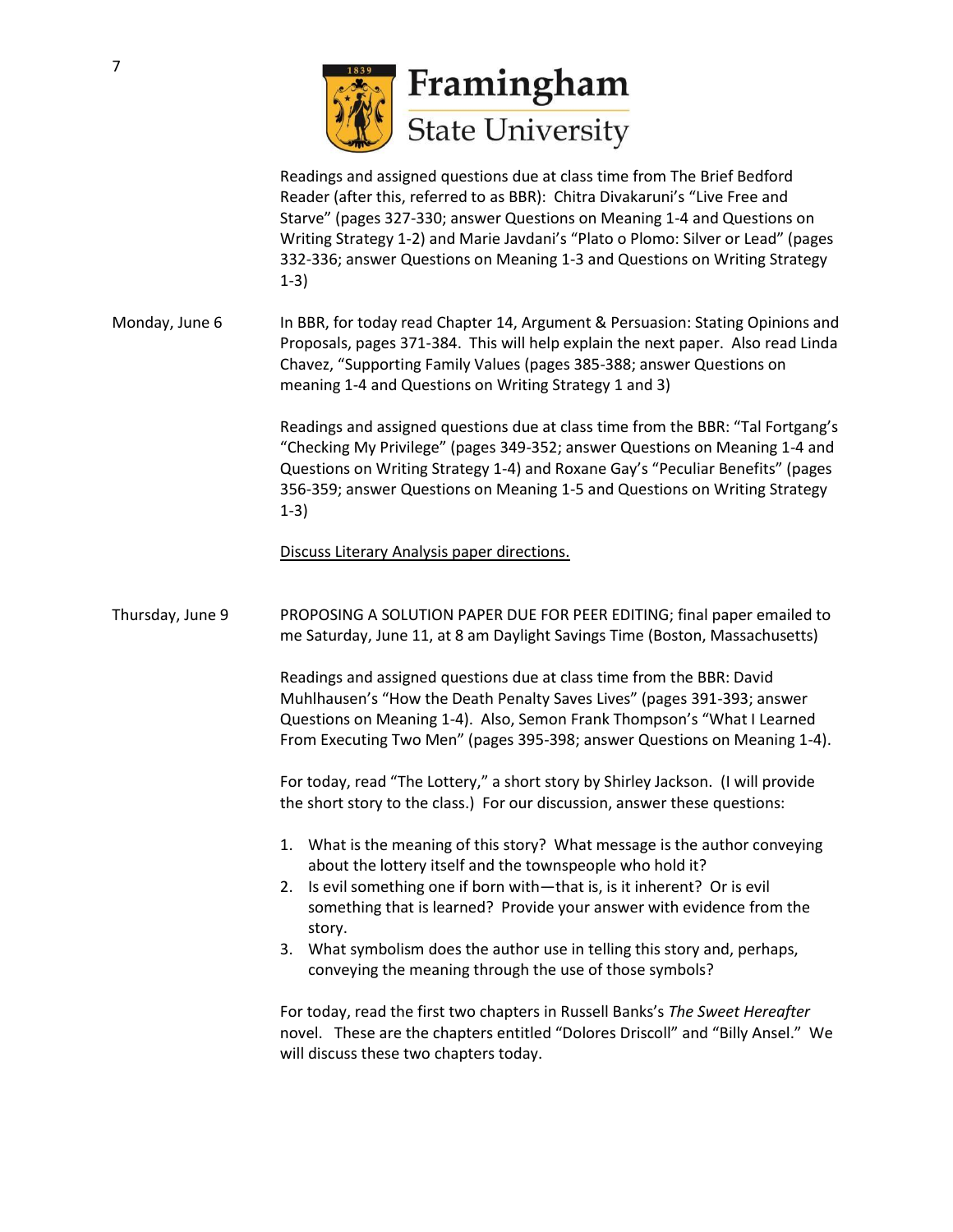Readings and assigned questions due at class time from The Brief Bedford Reader (after this, referred to as BBR): Chitra Divakaruni's "Live Free and Starve" (pages 327-330; answer Questions on Meaning 1-4 and Questions on Writing Strategy 1-2) and Marie Javdani's "Plato o Plomo: Silver or Lead" (pages 332-336; answer Questions on Meaning 1-3 and Questions on Writing Strategy 1-3)

**Monday, June 6**

In BBR, for today read Chapter 14, Argument & Persuasion: Stating Opinions and Proposals, pages 371-384. This will help explain the next paper. Also read Linda Chavez, "Supporting Family Values (pages 385-388; answer Questions on meaning 1-4 and Questions on Writing Strategy 1 and 3)

Readings and assigned questions due at class time from the BBR: "Tal Fortgang's "Checking My Privilege" (pages 349-352; answer Questions on Meaning 1-4 and Questions on Writing Strategy 1-4) and Roxane Gay's "Peculiar Benefits" (pages 356-359; answer Questions on Meaning 1-5 and Questions on Writing Strategy 1-3)

<u>Discuss Literary Analysis paper directions.</u>

**Thursday, June 9**

PROPOSING A SOLUTION PAPER DUE FOR PEER EDITING; final paper emailed to me Saturday, June 11, at 8 am Daylight Savings Time (Boston, Massachusetts)

Readings and assigned questions due at class time from the BBR: David Muhlhausen's "How the Death Penalty Saves Lives" (pages 391-393; answer Questions on Meaning 1-4). Also, Semon Frank Thompson's "What I Learned From Executing Two Men" (pages 395-398; answer Questions on Meaning 1-4).

For today, read "The Lottery," a short story by Shirley Jackson. (I will provide the short story to the class.) For our discussion, answer these questions:

1. What is the meaning of this story? What message is the author conveying about the lottery itself and the townspeople who hold it?
2. Is evil something one if born with—that is, is it inherent? Or is evil something that is learned? Provide your answer with evidence from the story.
3. What symbolism does the author use in telling this story and, perhaps, conveying the meaning through the use of those symbols?

For today, read the first two chapters in Russell Banks's *The Sweet Hereafter* novel. These are the chapters entitled "Dolores Driscoll" and "Billy Ansel." We will discuss these two chapters today.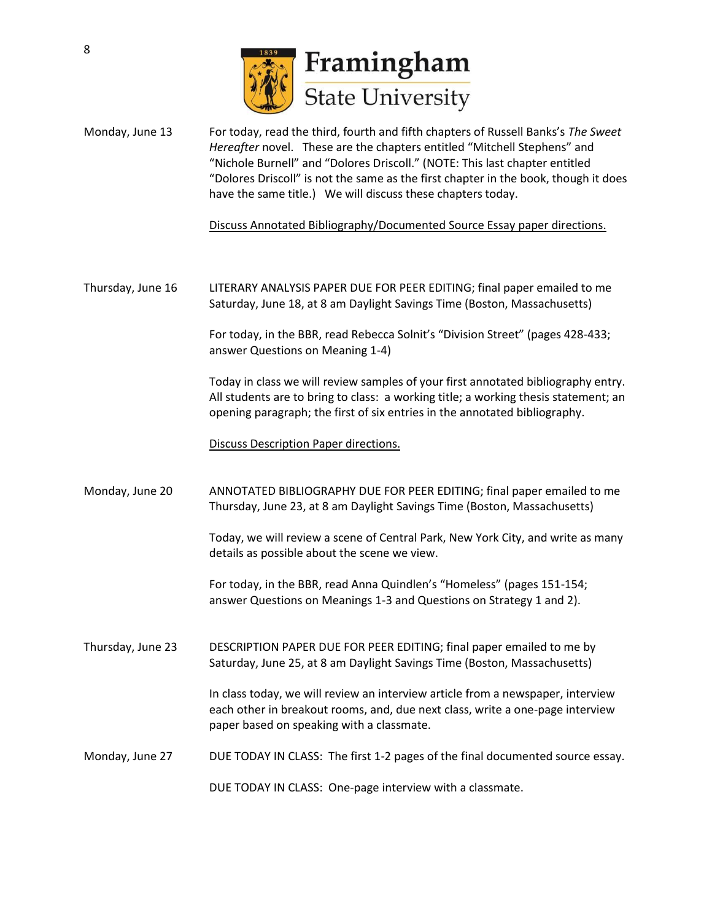**Monday, June 13**

For today, read the third, fourth and fifth chapters of Russell Banks's *The Sweet Hereafter* novel. These are the chapters entitled "Mitchell Stephens" and "Nichole Burnell" and "Dolores Driscoll." (NOTE: This last chapter entitled "Dolores Driscoll" is not the same as the first chapter in the book, though it does have the same title.) We will discuss these chapters today.

<u>Discuss Annotated Bibliography/Documented Source Essay paper directions.</u>

**Thursday, June 16**

LITERARY ANALYSIS PAPER DUE FOR PEER EDITING; final paper emailed to me Saturday, June 18, at 8 am Daylight Savings Time (Boston, Massachusetts)

For today, in the BBR, read Rebecca Solnit's "Division Street" (pages 428-433; answer Questions on Meaning 1-4)

Today in class we will review samples of your first annotated bibliography entry. All students are to bring to class: a working title; a working thesis statement; an opening paragraph; the first of six entries in the annotated bibliography.

<u>Discuss Description Paper directions.</u>

**Monday, June 20**

ANNOTATED BIBLIOGRAPHY DUE FOR PEER EDITING; final paper emailed to me Thursday, June 23, at 8 am Daylight Savings Time (Boston, Massachusetts)

Today, we will review a scene of Central Park, New York City, and write as many details as possible about the scene we view.

For today, in the BBR, read Anna Quindlen's "Homeless" (pages 151-154; answer Questions on Meanings 1-3 and Questions on Strategy 1 and 2).

**Thursday, June 23**

DESCRIPTION PAPER DUE FOR PEER EDITING; final paper emailed to me by Saturday, June 25, at 8 am Daylight Savings Time (Boston, Massachusetts)

In class today, we will review an interview article from a newspaper, interview each other in breakout rooms, and, due next class, write a one-page interview paper based on speaking with a classmate.

**Monday, June 27**

DUE TODAY IN CLASS: The first 1-2 pages of the final documented source essay.

DUE TODAY IN CLASS: One-page interview with a classmate.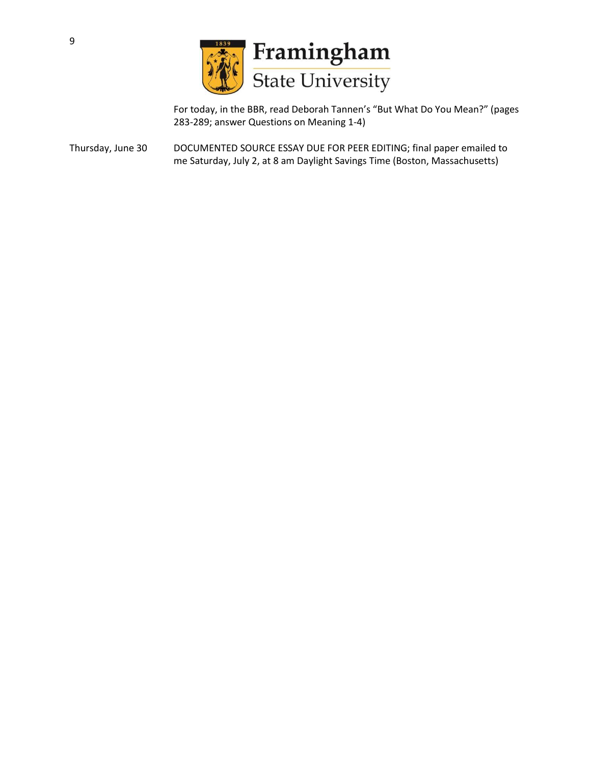For today, in the BBR, read Deborah Tannen's "But What Do You Mean?" (pages 283-289; answer Questions on Meaning 1-4)

| | |
|---|---|
| Thursday, June 30 | DOCUMENTED SOURCE ESSAY DUE FOR PEER EDITING; final paper emailed to me Saturday, July 2, at 8 am Daylight Savings Time (Boston, Massachusetts) |